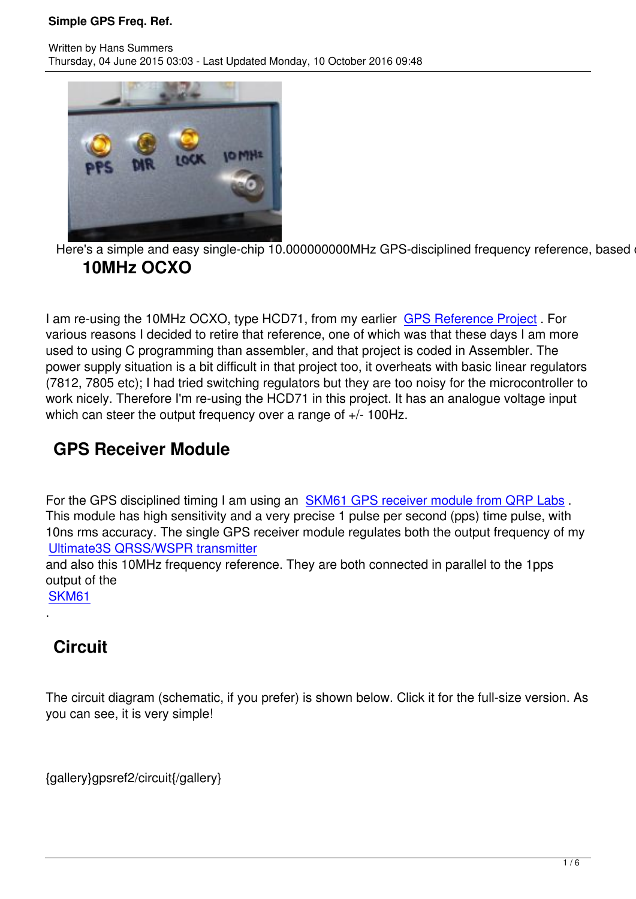Here's a simple and easy single-chip 10.000000000MHz GPS-disciplined frequency reference, based 

## 10MHz OCXO

I am re-using the 10MHz OCXO, type HCD71, from my earlier [GPS Reference Project](). For various reasons I decided to retire that reference, one of which was that these days I am more used to using C programming than assembler, and that project is coded in Assembler. The power supply situation is a bit difficult in that project too, it overheats with basic linear regulators (7812, 7805 etc); I had tried switching regulators but they are too noisy for the microcontroller to work nicely. Therefore I'm re-using the HCD71 in this project. It has an analogue voltage input which can steer the output frequency over a range of +/- 100Hz.

## GPS Receiver Module

For the GPS disciplined timing I am using an [SKM61 GPS receiver module from QRP Labs](). This module has high sensitivity and a very precise 1 pulse per second (pps) time pulse, with 10ns rms accuracy. The single GPS receiver module regulates both the output frequency of my [Ultimate3S QRSS/WSPR transmitter]() and also this 10MHz frequency reference. They are both connected in parallel to the 1pps output of the [SKM61]().

## Circuit

The circuit diagram (schematic, if you prefer) is shown below. Click it for the full-size version. As you can see, it is very simple!

{gallery}gpsref2/circuit{/gallery}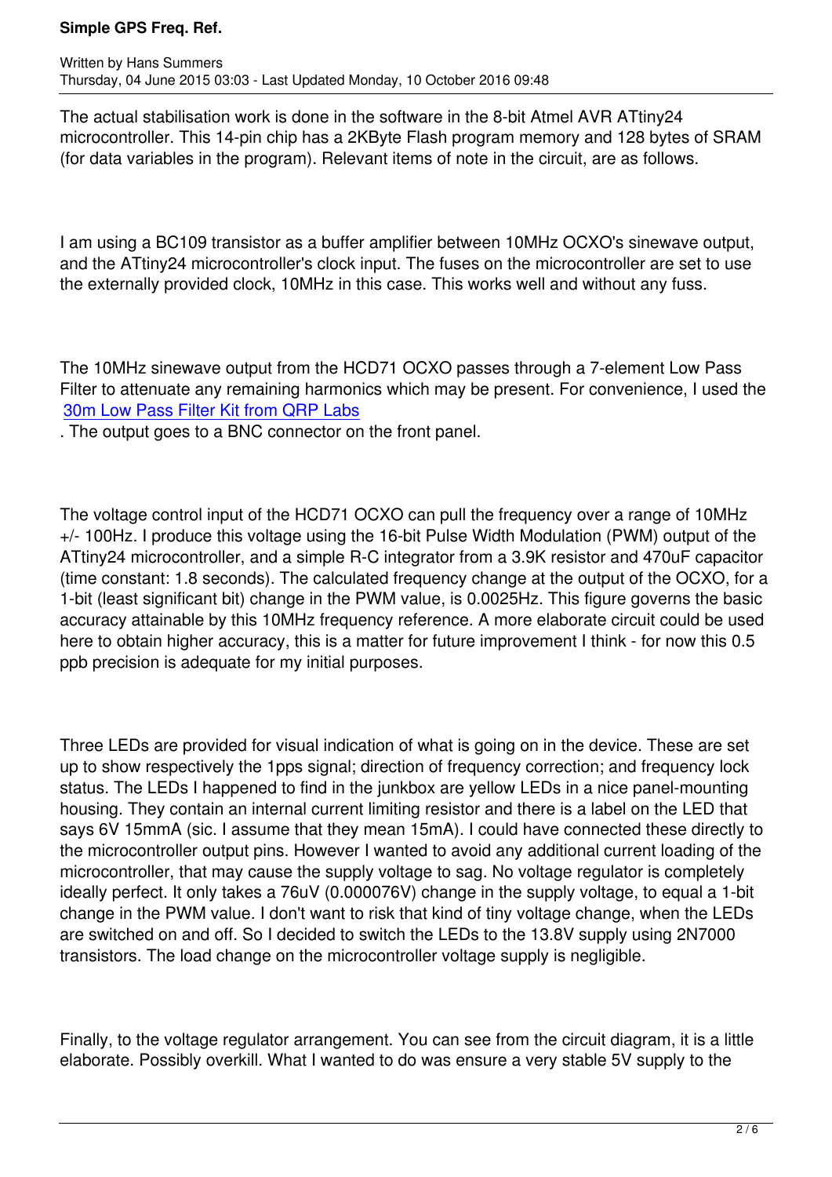The actual stabilisation work is done in the software in the 8-bit Atmel AVR ATtiny24 microcontroller. This 14-pin chip has a 2KByte Flash program memory and 128 bytes of SRAM (for data variables in the program). Relevant items of note in the circuit, are as follows.

I am using a BC109 transistor as a buffer amplifier between 10MHz OCXO's sinewave output, and the ATtiny24 microcontroller's clock input. The fuses on the microcontroller are set to use the externally provided clock, 10MHz in this case. This works well and without any fuss.

The 10MHz sinewave output from the HCD71 OCXO passes through a 7-element Low Pass Filter to attenuate any remaining harmonics which may be present. For convenience, I used the [30m Low Pass Filter Kit from QRP Labs](30m Low Pass Filter Kit from QRP Labs)
. The output goes to a BNC connector on the front panel.

The voltage control input of the HCD71 OCXO can pull the frequency over a range of 10MHz +/- 100Hz. I produce this voltage using the 16-bit Pulse Width Modulation (PWM) output of the ATtiny24 microcontroller, and a simple R-C integrator from a 3.9K resistor and 470uF capacitor (time constant: 1.8 seconds). The calculated frequency change at the output of the OCXO, for a 1-bit (least significant bit) change in the PWM value, is 0.0025Hz. This figure governs the basic accuracy attainable by this 10MHz frequency reference. A more elaborate circuit could be used here to obtain higher accuracy, this is a matter for future improvement I think - for now this 0.5 ppb precision is adequate for my initial purposes.

Three LEDs are provided for visual indication of what is going on in the device. These are set up to show respectively the 1pps signal; direction of frequency correction; and frequency lock status. The LEDs I happened to find in the junkbox are yellow LEDs in a nice panel-mounting housing. They contain an internal current limiting resistor and there is a label on the LED that says 6V 15mmA (sic. I assume that they mean 15mA). I could have connected these directly to the microcontroller output pins. However I wanted to avoid any additional current loading of the microcontroller, that may cause the supply voltage to sag. No voltage regulator is completely ideally perfect. It only takes a 76uV (0.000076V) change in the supply voltage, to equal a 1-bit change in the PWM value. I don't want to risk that kind of tiny voltage change, when the LEDs are switched on and off. So I decided to switch the LEDs to the 13.8V supply using 2N7000 transistors. The load change on the microcontroller voltage supply is negligible.

Finally, to the voltage regulator arrangement. You can see from the circuit diagram, it is a little elaborate. Possibly overkill. What I wanted to do was ensure a very stable 5V supply to the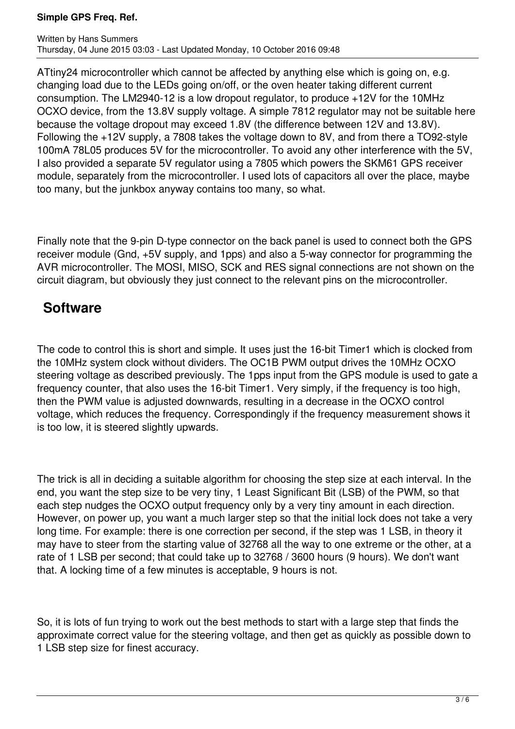ATtiny24 microcontroller which cannot be affected by anything else which is going on, e.g. changing load due to the LEDs going on/off, or the oven heater taking different current consumption. The LM2940-12 is a low dropout regulator, to produce +12V for the 10MHz OCXO device, from the 13.8V supply voltage. A simple 7812 regulator may not be suitable here because the voltage dropout may exceed 1.8V (the difference between 12V and 13.8V). Following the +12V supply, a 7808 takes the voltage down to 8V, and from there a TO92-style 100mA 78L05 produces 5V for the microcontroller. To avoid any other interference with the 5V, I also provided a separate 5V regulator using a 7805 which powers the SKM61 GPS receiver module, separately from the microcontroller. I used lots of capacitors all over the place, maybe too many, but the junkbox anyway contains too many, so what.

Finally note that the 9-pin D-type connector on the back panel is used to connect both the GPS receiver module (Gnd, +5V supply, and 1pps) and also a 5-way connector for programming the AVR microcontroller. The MOSI, MISO, SCK and RES signal connections are not shown on the circuit diagram, but obviously they just connect to the relevant pins on the microcontroller.

## Software

The code to control this is short and simple. It uses just the 16-bit Timer1 which is clocked from the 10MHz system clock without dividers. The OC1B PWM output drives the 10MHz OCXO steering voltage as described previously. The 1pps input from the GPS module is used to gate a frequency counter, that also uses the 16-bit Timer1. Very simply, if the frequency is too high, then the PWM value is adjusted downwards, resulting in a decrease in the OCXO control voltage, which reduces the frequency. Correspondingly if the frequency measurement shows it is too low, it is steered slightly upwards.

The trick is all in deciding a suitable algorithm for choosing the step size at each interval. In the end, you want the step size to be very tiny, 1 Least Significant Bit (LSB) of the PWM, so that each step nudges the OCXO output frequency only by a very tiny amount in each direction. However, on power up, you want a much larger step so that the initial lock does not take a very long time. For example: there is one correction per second, if the step was 1 LSB, in theory it may have to steer from the starting value of 32768 all the way to one extreme or the other, at a rate of 1 LSB per second; that could take up to 32768 / 3600 hours (9 hours). We don't want that. A locking time of a few minutes is acceptable, 9 hours is not.

So, it is lots of fun trying to work out the best methods to start with a large step that finds the approximate correct value for the steering voltage, and then get as quickly as possible down to 1 LSB step size for finest accuracy.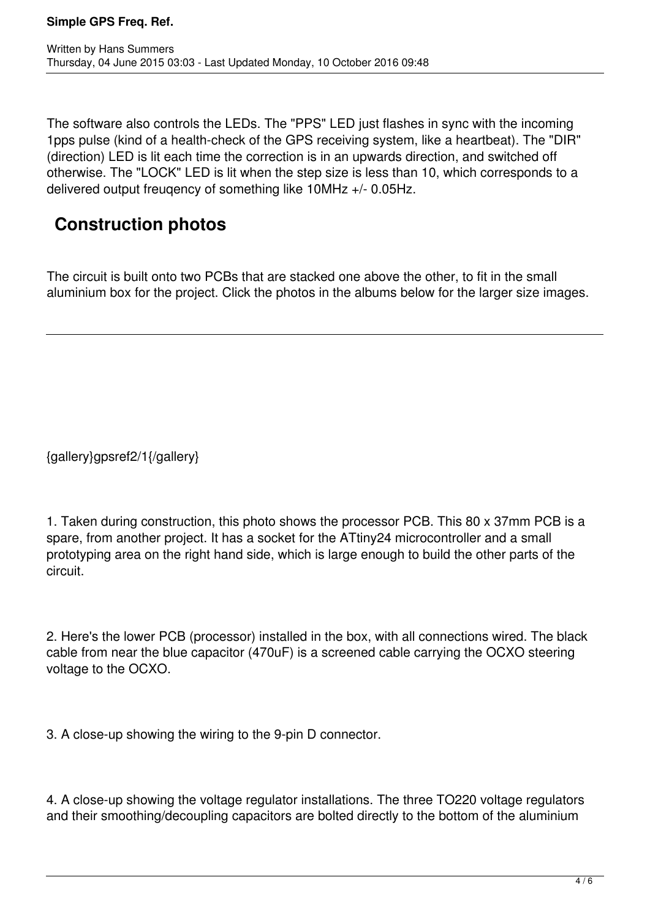The software also controls the LEDs. The "PPS" LED just flashes in sync with the incoming 1pps pulse (kind of a health-check of the GPS receiving system, like a heartbeat). The "DIR" (direction) LED is lit each time the correction is in an upwards direction, and switched off otherwise. The "LOCK" LED is lit when the step size is less than 10, which corresponds to a delivered output freuqency of something like 10MHz +/- 0.05Hz.

## Construction photos

The circuit is built onto two PCBs that are stacked one above the other, to fit in the small aluminium box for the project. Click the photos in the albums below for the larger size images.

---

{gallery}gpsref2/1{/gallery}

1. Taken during construction, this photo shows the processor PCB. This 80 x 37mm PCB is a spare, from another project. It has a socket for the ATtiny24 microcontroller and a small prototyping area on the right hand side, which is large enough to build the other parts of the circuit.

2. Here's the lower PCB (processor) installed in the box, with all connections wired. The black cable from near the blue capacitor (470uF) is a screened cable carrying the OCXO steering voltage to the OCXO.

3. A close-up showing the wiring to the 9-pin D connector.

4. A close-up showing the voltage regulator installations. The three TO220 voltage regulators and their smoothing/decoupling capacitors are bolted directly to the bottom of the aluminium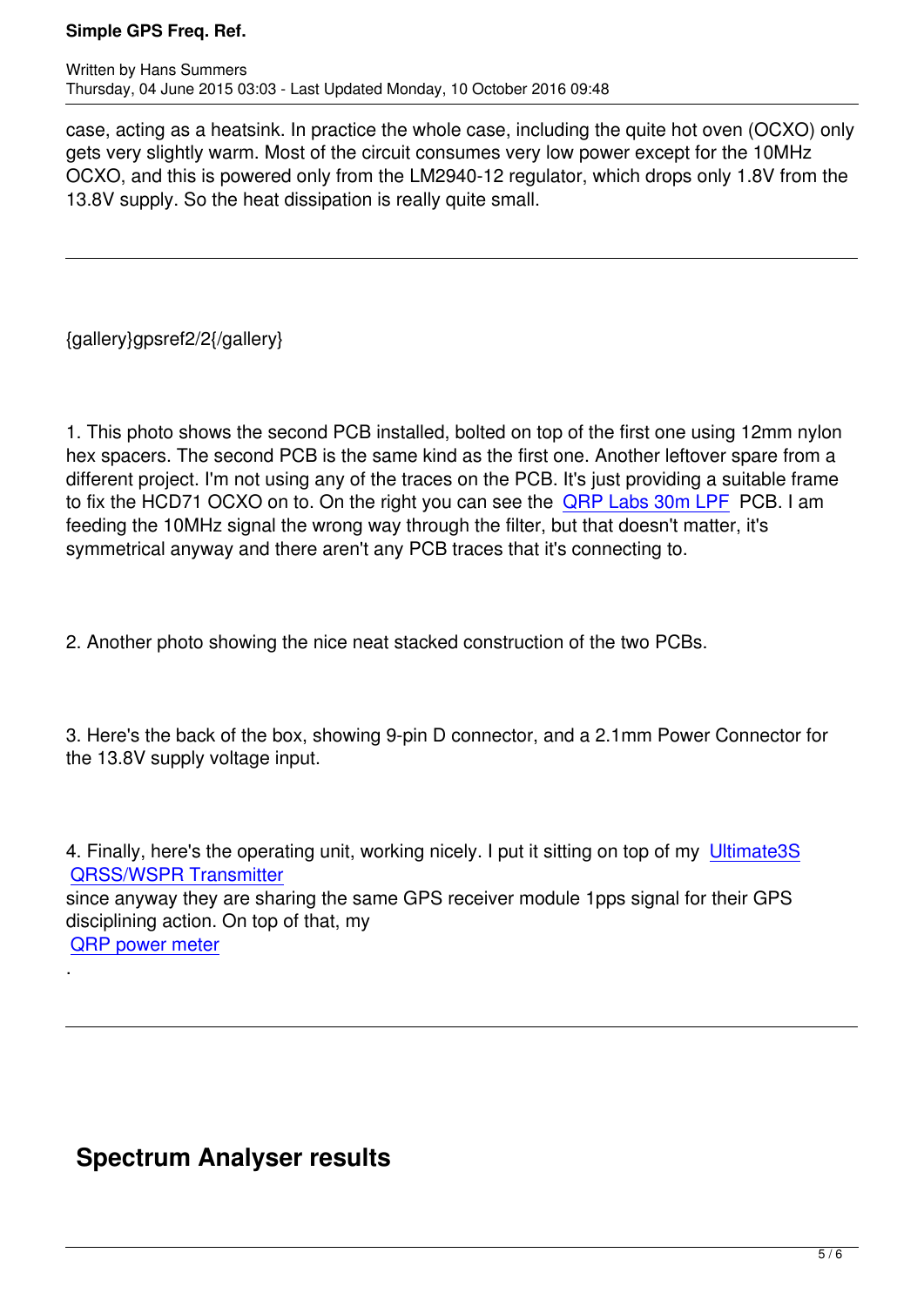case, acting as a heatsink. In practice the whole case, including the quite hot oven (OCXO) only gets very slightly warm. Most of the circuit consumes very low power except for the 10MHz OCXO, and this is powered only from the LM2940-12 regulator, which drops only 1.8V from the 13.8V supply. So the heat dissipation is really quite small.

---

{gallery}gpsref2/2{/gallery}

1. This photo shows the second PCB installed, bolted on top of the first one using 12mm nylon hex spacers. The second PCB is the same kind as the first one. Another leftover spare from a different project. I'm not using any of the traces on the PCB. It's just providing a suitable frame to fix the HCD71 OCXO on to. On the right you can see the QRP Labs 30m LPF PCB. I am feeding the 10MHz signal the wrong way through the filter, but that doesn't matter, it's symmetrical anyway and there aren't any PCB traces that it's connecting to.

2. Another photo showing the nice neat stacked construction of the two PCBs.

3. Here's the back of the box, showing 9-pin D connector, and a 2.1mm Power Connector for the 13.8V supply voltage input.

4. Finally, here's the operating unit, working nicely. I put it sitting on top of my Ultimate3S QRSS/WSPR Transmitter since anyway they are sharing the same GPS receiver module 1pps signal for their GPS disciplining action. On top of that, my QRP power meter .

---

## Spectrum Analyser results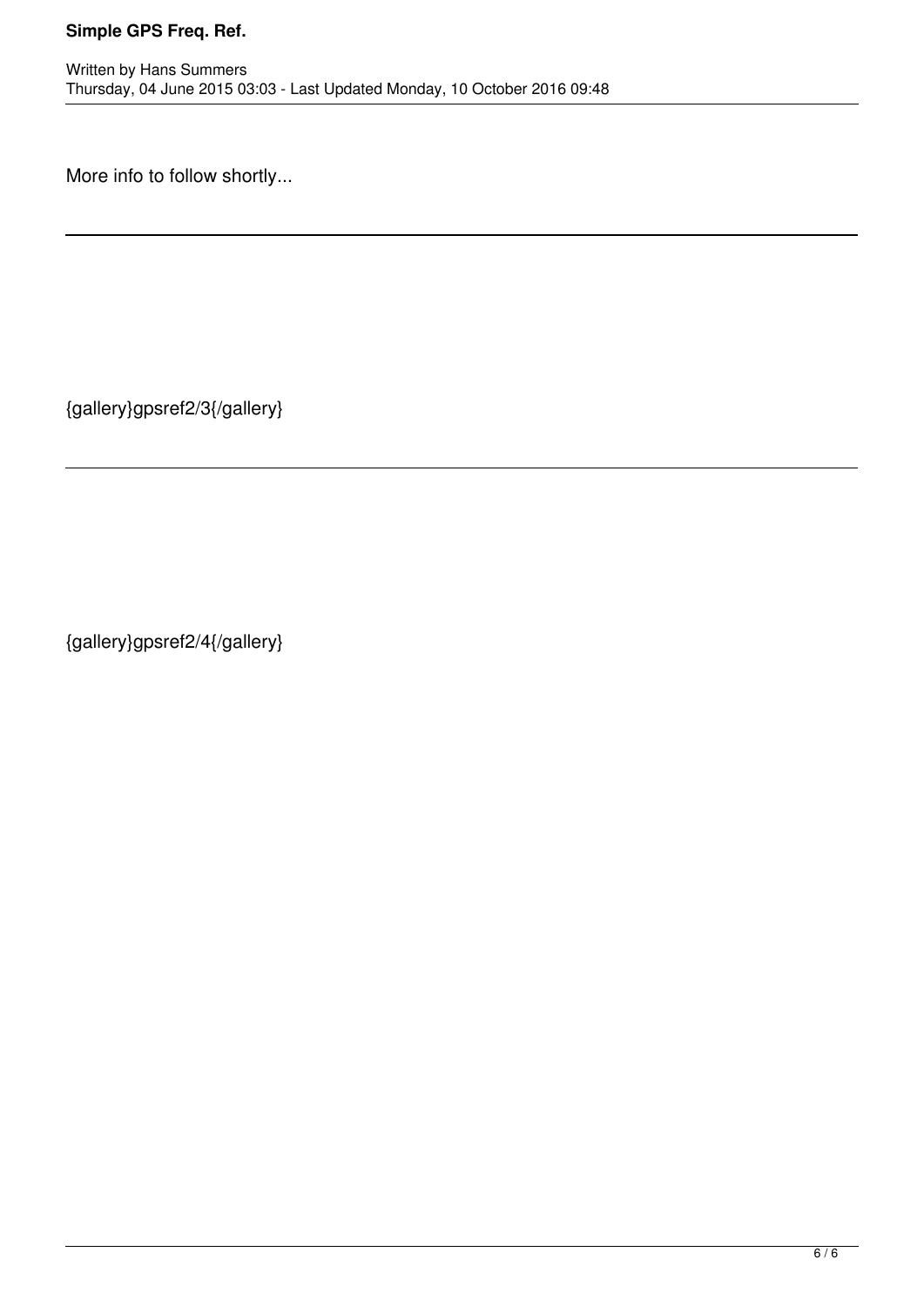More info to follow shortly...

---

{gallery}gpsref2/3{/gallery}

---

{gallery}gpsref2/4{/gallery}